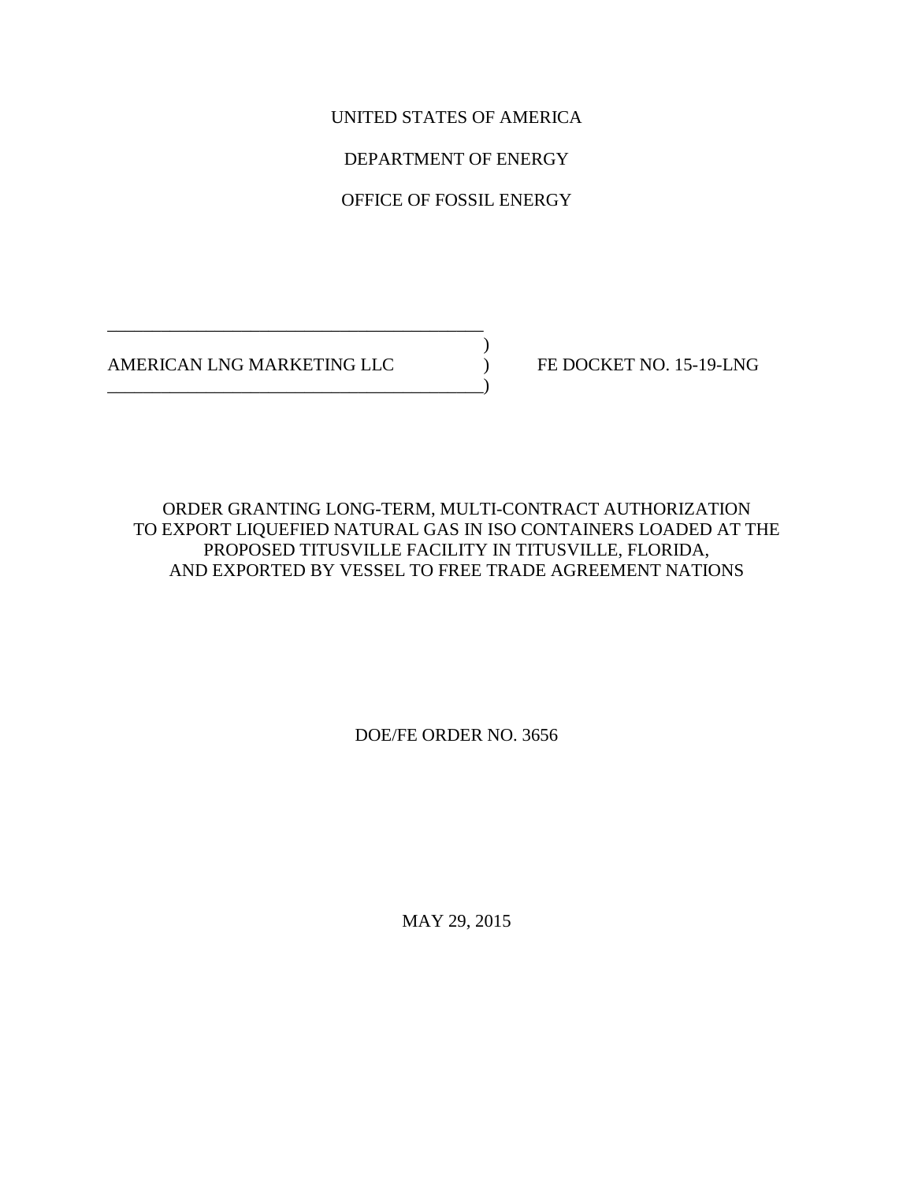UNITED STATES OF AMERICA

DEPARTMENT OF ENERGY

OFFICE OF FOSSIL ENERGY

| | | |
|---|---|---|
| AMERICAN LNG MARKETING LLC | ) | FE DOCKET NO. 15-19-LNG |

# ORDER GRANTING LONG-TERM, MULTI-CONTRACT AUTHORIZATION TO EXPORT LIQUEFIED NATURAL GAS IN ISO CONTAINERS LOADED AT THE PROPOSED TITUSVILLE FACILITY IN TITUSVILLE, FLORIDA, AND EXPORTED BY VESSEL TO FREE TRADE AGREEMENT NATIONS

DOE/FE ORDER NO. 3656

MAY 29, 2015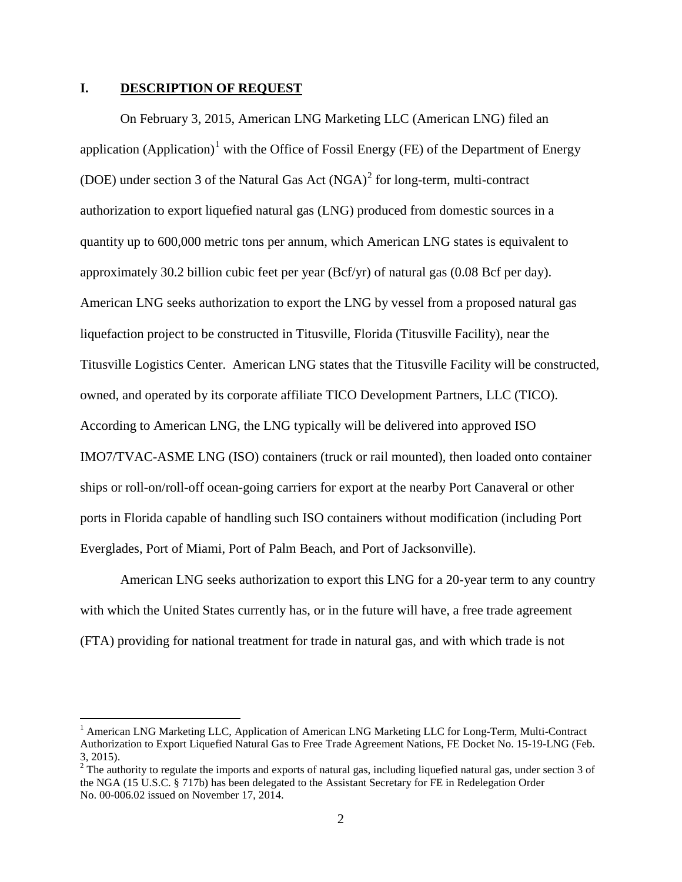## I. DESCRIPTION OF REQUEST

On February 3, 2015, American LNG Marketing LLC (American LNG) filed an application (Application)[1] with the Office of Fossil Energy (FE) of the Department of Energy (DOE) under section 3 of the Natural Gas Act (NGA)[2] for long-term, multi-contract authorization to export liquefied natural gas (LNG) produced from domestic sources in a quantity up to 600,000 metric tons per annum, which American LNG states is equivalent to approximately 30.2 billion cubic feet per year (Bcf/yr) of natural gas (0.08 Bcf per day). American LNG seeks authorization to export the LNG by vessel from a proposed natural gas liquefaction project to be constructed in Titusville, Florida (Titusville Facility), near the Titusville Logistics Center. American LNG states that the Titusville Facility will be constructed, owned, and operated by its corporate affiliate TICO Development Partners, LLC (TICO). According to American LNG, the LNG typically will be delivered into approved ISO IMO7/TVAC-ASME LNG (ISO) containers (truck or rail mounted), then loaded onto container ships or roll-on/roll-off ocean-going carriers for export at the nearby Port Canaveral or other ports in Florida capable of handling such ISO containers without modification (including Port Everglades, Port of Miami, Port of Palm Beach, and Port of Jacksonville).

American LNG seeks authorization to export this LNG for a 20-year term to any country with which the United States currently has, or in the future will have, a free trade agreement (FTA) providing for national treatment for trade in natural gas, and with which trade is not

---

[1] American LNG Marketing LLC, Application of American LNG Marketing LLC for Long-Term, Multi-Contract Authorization to Export Liquefied Natural Gas to Free Trade Agreement Nations, FE Docket No. 15-19-LNG (Feb. 3, 2015).

[2] The authority to regulate the imports and exports of natural gas, including liquefied natural gas, under section 3 of the NGA (15 U.S.C. § 717b) has been delegated to the Assistant Secretary for FE in Redelegation Order No. 00-006.02 issued on November 17, 2014.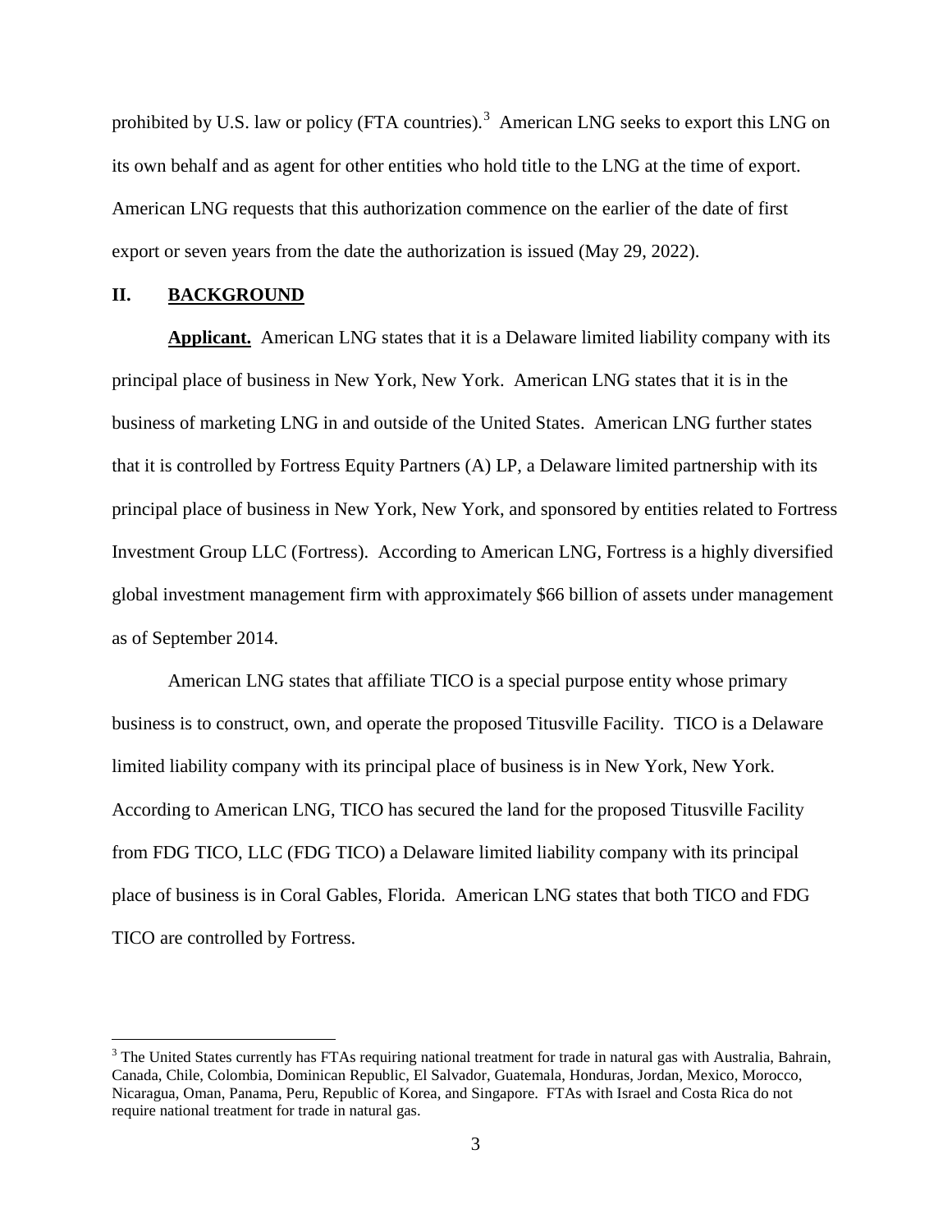prohibited by U.S. law or policy (FTA countries).[3] American LNG seeks to export this LNG on its own behalf and as agent for other entities who hold title to the LNG at the time of export. American LNG requests that this authorization commence on the earlier of the date of first export or seven years from the date the authorization is issued (May 29, 2022).

## II. BACKGROUND

**Applicant.** American LNG states that it is a Delaware limited liability company with its principal place of business in New York, New York. American LNG states that it is in the business of marketing LNG in and outside of the United States. American LNG further states that it is controlled by Fortress Equity Partners (A) LP, a Delaware limited partnership with its principal place of business in New York, New York, and sponsored by entities related to Fortress Investment Group LLC (Fortress). According to American LNG, Fortress is a highly diversified global investment management firm with approximately $66 billion of assets under management as of September 2014.

American LNG states that affiliate TICO is a special purpose entity whose primary business is to construct, own, and operate the proposed Titusville Facility. TICO is a Delaware limited liability company with its principal place of business is in New York, New York. According to American LNG, TICO has secured the land for the proposed Titusville Facility from FDG TICO, LLC (FDG TICO) a Delaware limited liability company with its principal place of business is in Coral Gables, Florida. American LNG states that both TICO and FDG TICO are controlled by Fortress.

[3] The United States currently has FTAs requiring national treatment for trade in natural gas with Australia, Bahrain, Canada, Chile, Colombia, Dominican Republic, El Salvador, Guatemala, Honduras, Jordan, Mexico, Morocco, Nicaragua, Oman, Panama, Peru, Republic of Korea, and Singapore. FTAs with Israel and Costa Rica do not require national treatment for trade in natural gas.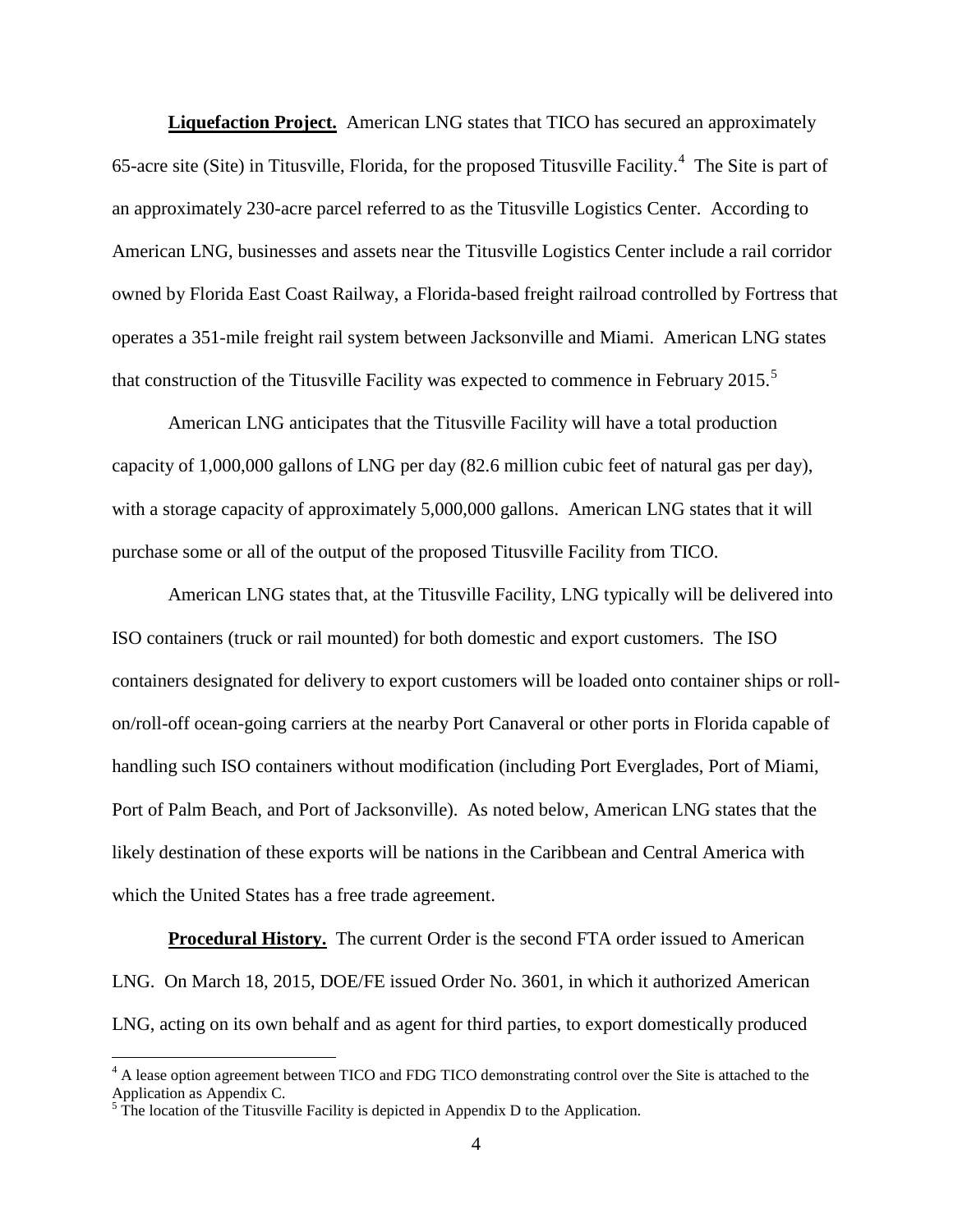**Liquefaction Project.** American LNG states that TICO has secured an approximately 65-acre site (Site) in Titusville, Florida, for the proposed Titusville Facility.[4] The Site is part of an approximately 230-acre parcel referred to as the Titusville Logistics Center. According to American LNG, businesses and assets near the Titusville Logistics Center include a rail corridor owned by Florida East Coast Railway, a Florida-based freight railroad controlled by Fortress that operates a 351-mile freight rail system between Jacksonville and Miami. American LNG states that construction of the Titusville Facility was expected to commence in February 2015.[5]

American LNG anticipates that the Titusville Facility will have a total production capacity of 1,000,000 gallons of LNG per day (82.6 million cubic feet of natural gas per day), with a storage capacity of approximately 5,000,000 gallons. American LNG states that it will purchase some or all of the output of the proposed Titusville Facility from TICO.

American LNG states that, at the Titusville Facility, LNG typically will be delivered into ISO containers (truck or rail mounted) for both domestic and export customers. The ISO containers designated for delivery to export customers will be loaded onto container ships or roll-on/roll-off ocean-going carriers at the nearby Port Canaveral or other ports in Florida capable of handling such ISO containers without modification (including Port Everglades, Port of Miami, Port of Palm Beach, and Port of Jacksonville). As noted below, American LNG states that the likely destination of these exports will be nations in the Caribbean and Central America with which the United States has a free trade agreement.

**Procedural History.** The current Order is the second FTA order issued to American LNG. On March 18, 2015, DOE/FE issued Order No. 3601, in which it authorized American LNG, acting on its own behalf and as agent for third parties, to export domestically produced

---

[4] A lease option agreement between TICO and FDG TICO demonstrating control over the Site is attached to the Application as Appendix C.

[5] The location of the Titusville Facility is depicted in Appendix D to the Application.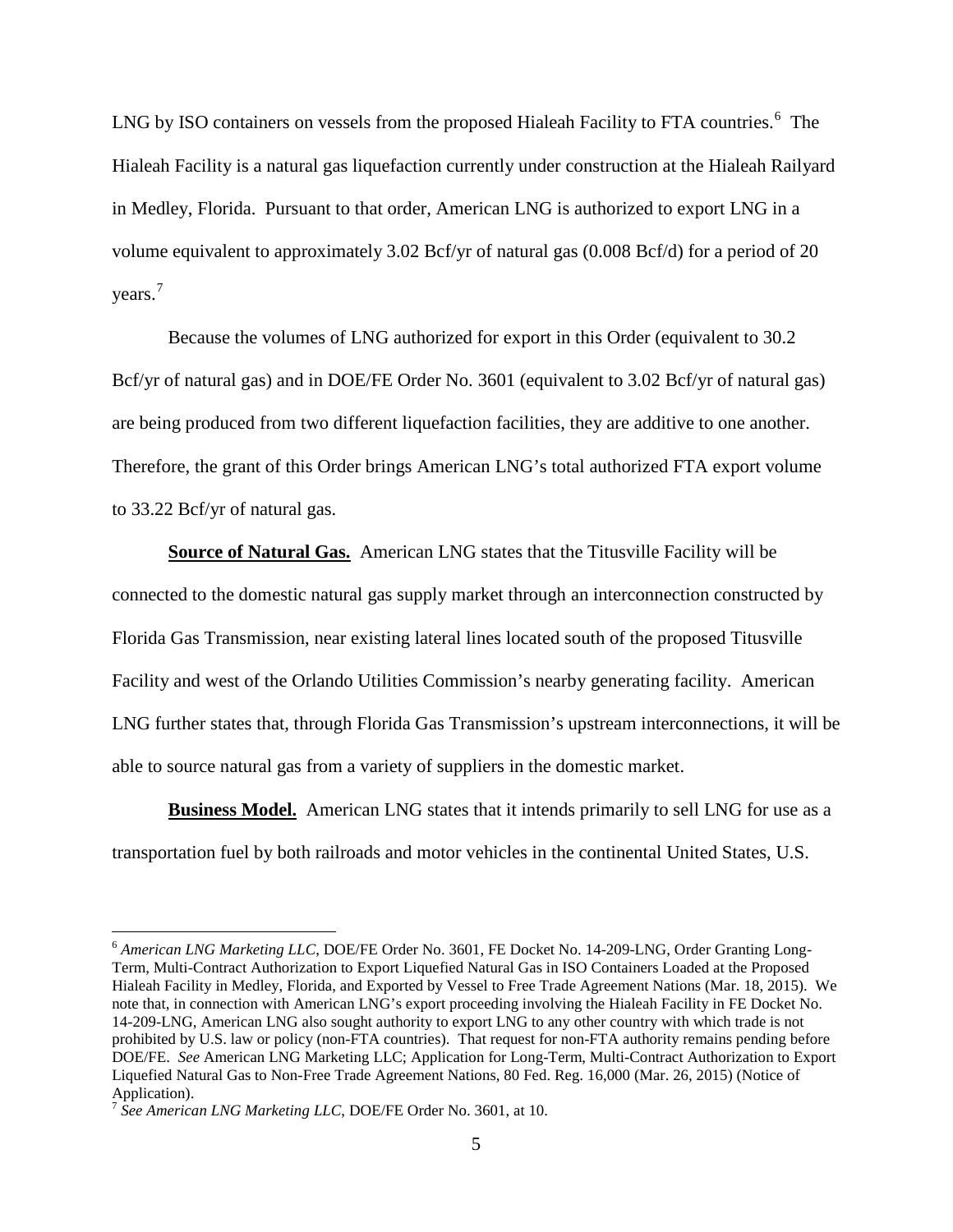LNG by ISO containers on vessels from the proposed Hialeah Facility to FTA countries.[6] The Hialeah Facility is a natural gas liquefaction currently under construction at the Hialeah Railyard in Medley, Florida. Pursuant to that order, American LNG is authorized to export LNG in a volume equivalent to approximately 3.02 Bcf/yr of natural gas (0.008 Bcf/d) for a period of 20 years.[7]

Because the volumes of LNG authorized for export in this Order (equivalent to 30.2 Bcf/yr of natural gas) and in DOE/FE Order No. 3601 (equivalent to 3.02 Bcf/yr of natural gas) are being produced from two different liquefaction facilities, they are additive to one another. Therefore, the grant of this Order brings American LNG's total authorized FTA export volume to 33.22 Bcf/yr of natural gas.

**Source of Natural Gas.** American LNG states that the Titusville Facility will be connected to the domestic natural gas supply market through an interconnection constructed by Florida Gas Transmission, near existing lateral lines located south of the proposed Titusville Facility and west of the Orlando Utilities Commission's nearby generating facility. American LNG further states that, through Florida Gas Transmission's upstream interconnections, it will be able to source natural gas from a variety of suppliers in the domestic market.

**Business Model.** American LNG states that it intends primarily to sell LNG for use as a transportation fuel by both railroads and motor vehicles in the continental United States, U.S.

---

[6] *American LNG Marketing LLC*, DOE/FE Order No. 3601, FE Docket No. 14-209-LNG, Order Granting Long-Term, Multi-Contract Authorization to Export Liquefied Natural Gas in ISO Containers Loaded at the Proposed Hialeah Facility in Medley, Florida, and Exported by Vessel to Free Trade Agreement Nations (Mar. 18, 2015). We note that, in connection with American LNG's export proceeding involving the Hialeah Facility in FE Docket No. 14-209-LNG, American LNG also sought authority to export LNG to any other country with which trade is not prohibited by U.S. law or policy (non-FTA countries). That request for non-FTA authority remains pending before DOE/FE. *See* American LNG Marketing LLC; Application for Long-Term, Multi-Contract Authorization to Export Liquefied Natural Gas to Non-Free Trade Agreement Nations, 80 Fed. Reg. 16,000 (Mar. 26, 2015) (Notice of Application).

[7] *See American LNG Marketing LLC*, DOE/FE Order No. 3601, at 10.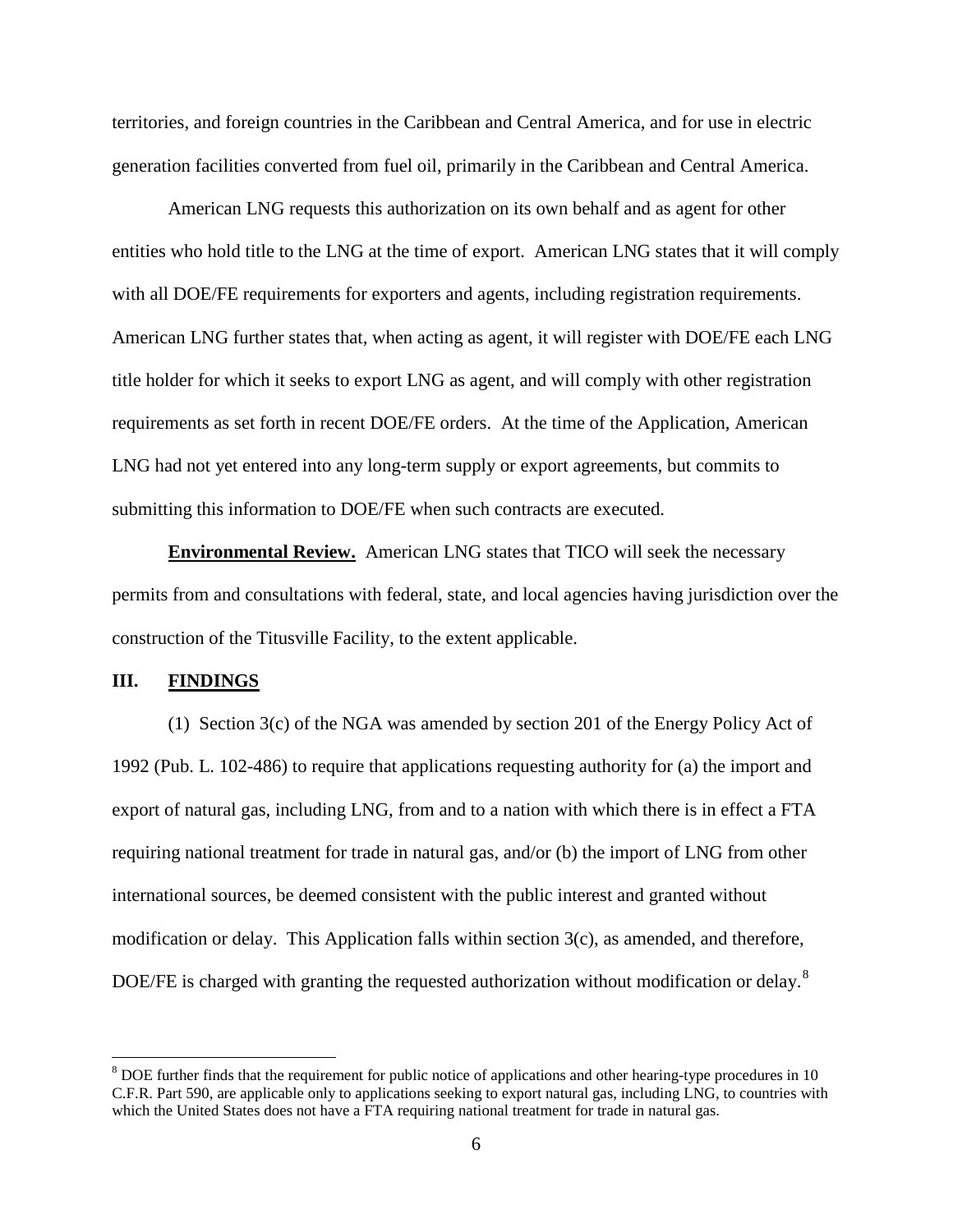territories, and foreign countries in the Caribbean and Central America, and for use in electric generation facilities converted from fuel oil, primarily in the Caribbean and Central America.

American LNG requests this authorization on its own behalf and as agent for other entities who hold title to the LNG at the time of export. American LNG states that it will comply with all DOE/FE requirements for exporters and agents, including registration requirements. American LNG further states that, when acting as agent, it will register with DOE/FE each LNG title holder for which it seeks to export LNG as agent, and will comply with other registration requirements as set forth in recent DOE/FE orders. At the time of the Application, American LNG had not yet entered into any long-term supply or export agreements, but commits to submitting this information to DOE/FE when such contracts are executed.

**Environmental Review.** American LNG states that TICO will seek the necessary permits from and consultations with federal, state, and local agencies having jurisdiction over the construction of the Titusville Facility, to the extent applicable.

## III. FINDINGS

(1) Section 3(c) of the NGA was amended by section 201 of the Energy Policy Act of 1992 (Pub. L. 102-486) to require that applications requesting authority for (a) the import and export of natural gas, including LNG, from and to a nation with which there is in effect a FTA requiring national treatment for trade in natural gas, and/or (b) the import of LNG from other international sources, be deemed consistent with the public interest and granted without modification or delay. This Application falls within section 3(c), as amended, and therefore, DOE/FE is charged with granting the requested authorization without modification or delay.[8]

[8] DOE further finds that the requirement for public notice of applications and other hearing-type procedures in 10 C.F.R. Part 590, are applicable only to applications seeking to export natural gas, including LNG, to countries with which the United States does not have a FTA requiring national treatment for trade in natural gas.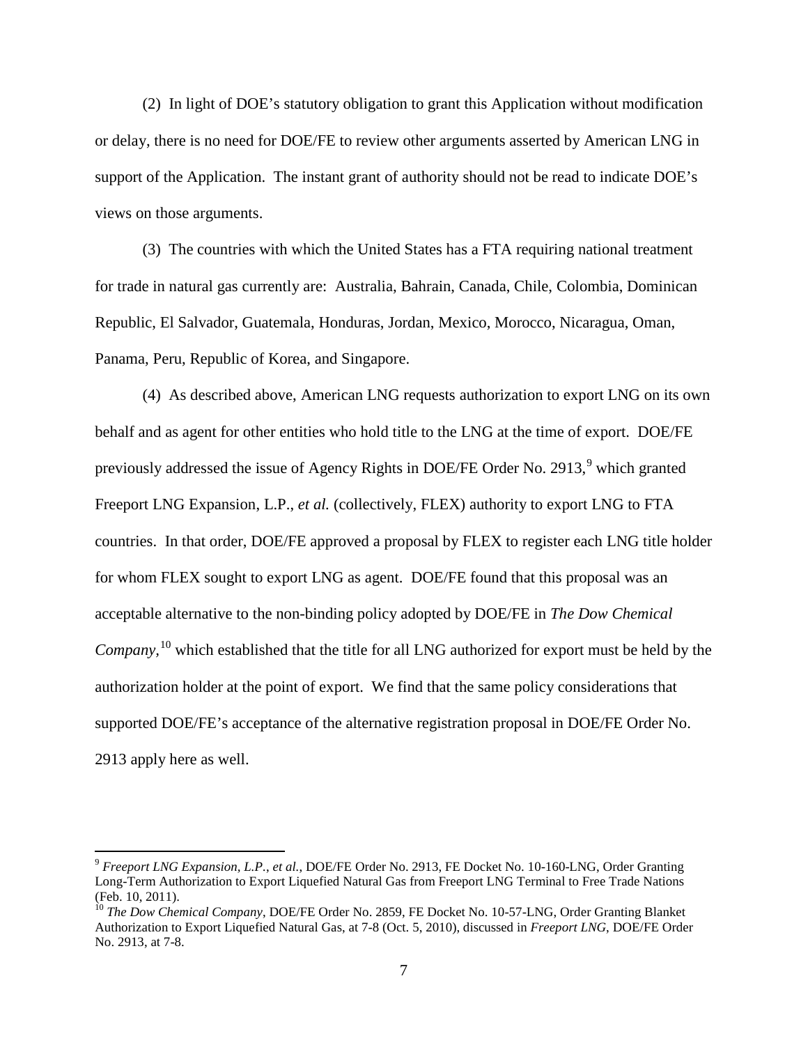(2) In light of DOE's statutory obligation to grant this Application without modification or delay, there is no need for DOE/FE to review other arguments asserted by American LNG in support of the Application. The instant grant of authority should not be read to indicate DOE's views on those arguments.

(3) The countries with which the United States has a FTA requiring national treatment for trade in natural gas currently are: Australia, Bahrain, Canada, Chile, Colombia, Dominican Republic, El Salvador, Guatemala, Honduras, Jordan, Mexico, Morocco, Nicaragua, Oman, Panama, Peru, Republic of Korea, and Singapore.

(4) As described above, American LNG requests authorization to export LNG on its own behalf and as agent for other entities who hold title to the LNG at the time of export. DOE/FE previously addressed the issue of Agency Rights in DOE/FE Order No. 2913,[9] which granted Freeport LNG Expansion, L.P., *et al.* (collectively, FLEX) authority to export LNG to FTA countries. In that order, DOE/FE approved a proposal by FLEX to register each LNG title holder for whom FLEX sought to export LNG as agent. DOE/FE found that this proposal was an acceptable alternative to the non-binding policy adopted by DOE/FE in *The Dow Chemical Company*,[10] which established that the title for all LNG authorized for export must be held by the authorization holder at the point of export. We find that the same policy considerations that supported DOE/FE's acceptance of the alternative registration proposal in DOE/FE Order No. 2913 apply here as well.

---

[9] *Freeport LNG Expansion, L.P., et al.*, DOE/FE Order No. 2913, FE Docket No. 10-160-LNG, Order Granting Long-Term Authorization to Export Liquefied Natural Gas from Freeport LNG Terminal to Free Trade Nations (Feb. 10, 2011).

[10] *The Dow Chemical Company*, DOE/FE Order No. 2859, FE Docket No. 10-57-LNG, Order Granting Blanket Authorization to Export Liquefied Natural Gas, at 7-8 (Oct. 5, 2010), discussed in *Freeport LNG*, DOE/FE Order No. 2913, at 7-8.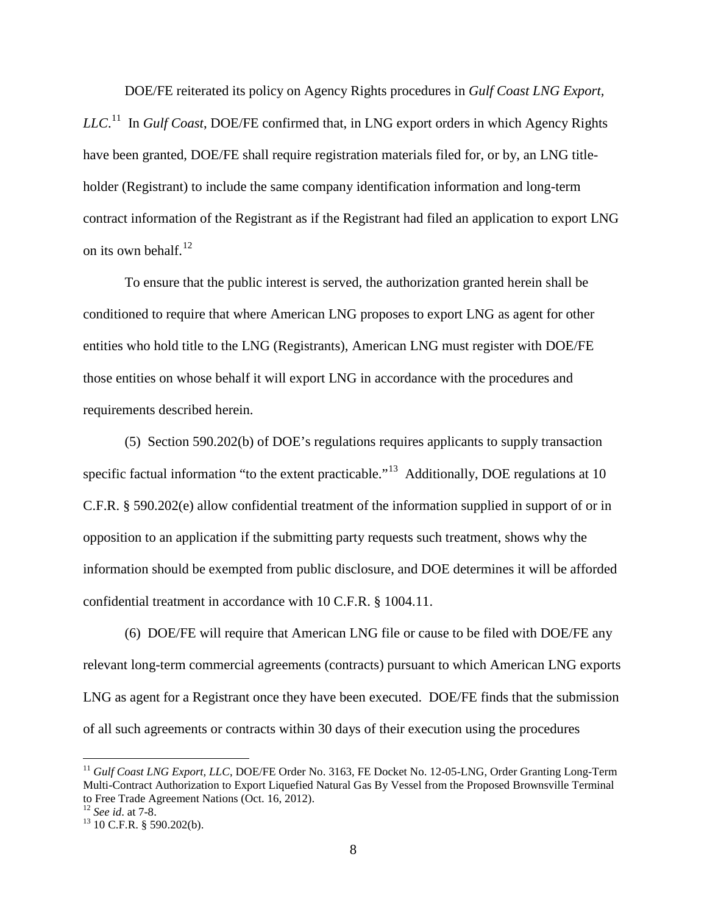DOE/FE reiterated its policy on Agency Rights procedures in *Gulf Coast LNG Export, LLC*.[11] In *Gulf Coast*, DOE/FE confirmed that, in LNG export orders in which Agency Rights have been granted, DOE/FE shall require registration materials filed for, or by, an LNG title-holder (Registrant) to include the same company identification information and long-term contract information of the Registrant as if the Registrant had filed an application to export LNG on its own behalf.[12]

To ensure that the public interest is served, the authorization granted herein shall be conditioned to require that where American LNG proposes to export LNG as agent for other entities who hold title to the LNG (Registrants), American LNG must register with DOE/FE those entities on whose behalf it will export LNG in accordance with the procedures and requirements described herein.

(5) Section 590.202(b) of DOE's regulations requires applicants to supply transaction specific factual information "to the extent practicable."[13] Additionally, DOE regulations at 10 C.F.R. § 590.202(e) allow confidential treatment of the information supplied in support of or in opposition to an application if the submitting party requests such treatment, shows why the information should be exempted from public disclosure, and DOE determines it will be afforded confidential treatment in accordance with 10 C.F.R. § 1004.11.

(6) DOE/FE will require that American LNG file or cause to be filed with DOE/FE any relevant long-term commercial agreements (contracts) pursuant to which American LNG exports LNG as agent for a Registrant once they have been executed. DOE/FE finds that the submission of all such agreements or contracts within 30 days of their execution using the procedures

---

[11] *Gulf Coast LNG Export, LLC*, DOE/FE Order No. 3163, FE Docket No. 12-05-LNG, Order Granting Long-Term Multi-Contract Authorization to Export Liquefied Natural Gas By Vessel from the Proposed Brownsville Terminal to Free Trade Agreement Nations (Oct. 16, 2012).

[12] *See id*. at 7-8.

[13] 10 C.F.R. § 590.202(b).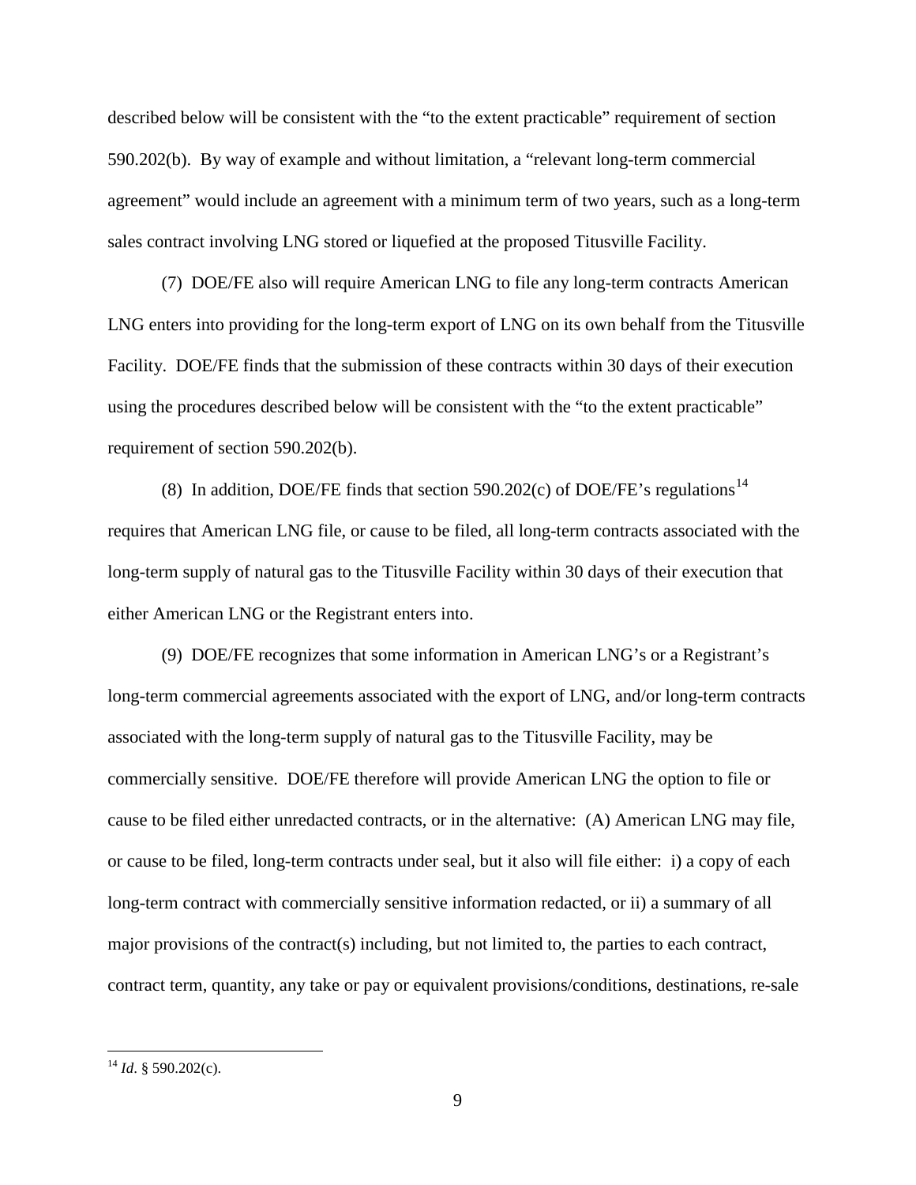described below will be consistent with the "to the extent practicable" requirement of section 590.202(b). By way of example and without limitation, a "relevant long-term commercial agreement" would include an agreement with a minimum term of two years, such as a long-term sales contract involving LNG stored or liquefied at the proposed Titusville Facility.

(7) DOE/FE also will require American LNG to file any long-term contracts American LNG enters into providing for the long-term export of LNG on its own behalf from the Titusville Facility. DOE/FE finds that the submission of these contracts within 30 days of their execution using the procedures described below will be consistent with the "to the extent practicable" requirement of section 590.202(b).

(8) In addition, DOE/FE finds that section 590.202(c) of DOE/FE's regulations[14] requires that American LNG file, or cause to be filed, all long-term contracts associated with the long-term supply of natural gas to the Titusville Facility within 30 days of their execution that either American LNG or the Registrant enters into.

(9) DOE/FE recognizes that some information in American LNG's or a Registrant's long-term commercial agreements associated with the export of LNG, and/or long-term contracts associated with the long-term supply of natural gas to the Titusville Facility, may be commercially sensitive. DOE/FE therefore will provide American LNG the option to file or cause to be filed either unredacted contracts, or in the alternative: (A) American LNG may file, or cause to be filed, long-term contracts under seal, but it also will file either: i) a copy of each long-term contract with commercially sensitive information redacted, or ii) a summary of all major provisions of the contract(s) including, but not limited to, the parties to each contract, contract term, quantity, any take or pay or equivalent provisions/conditions, destinations, re-sale

[14] *Id*. § 590.202(c).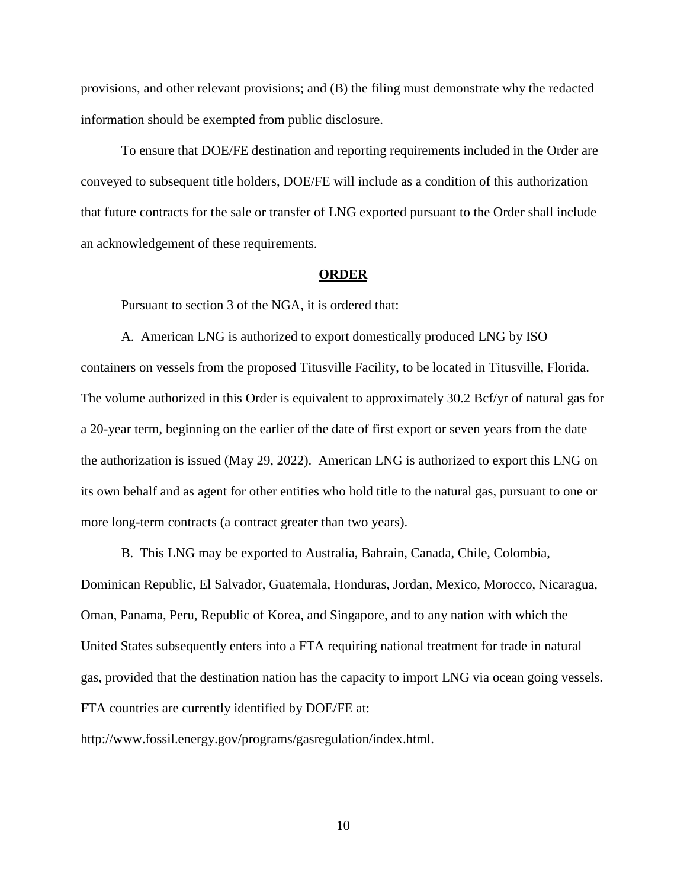provisions, and other relevant provisions; and (B) the filing must demonstrate why the redacted information should be exempted from public disclosure.

To ensure that DOE/FE destination and reporting requirements included in the Order are conveyed to subsequent title holders, DOE/FE will include as a condition of this authorization that future contracts for the sale or transfer of LNG exported pursuant to the Order shall include an acknowledgement of these requirements.

## ORDER

Pursuant to section 3 of the NGA, it is ordered that:

A. American LNG is authorized to export domestically produced LNG by ISO containers on vessels from the proposed Titusville Facility, to be located in Titusville, Florida. The volume authorized in this Order is equivalent to approximately 30.2 Bcf/yr of natural gas for a 20-year term, beginning on the earlier of the date of first export or seven years from the date the authorization is issued (May 29, 2022). American LNG is authorized to export this LNG on its own behalf and as agent for other entities who hold title to the natural gas, pursuant to one or more long-term contracts (a contract greater than two years).

B. This LNG may be exported to Australia, Bahrain, Canada, Chile, Colombia, Dominican Republic, El Salvador, Guatemala, Honduras, Jordan, Mexico, Morocco, Nicaragua, Oman, Panama, Peru, Republic of Korea, and Singapore, and to any nation with which the United States subsequently enters into a FTA requiring national treatment for trade in natural gas, provided that the destination nation has the capacity to import LNG via ocean going vessels. FTA countries are currently identified by DOE/FE at: http://www.fossil.energy.gov/programs/gasregulation/index.html.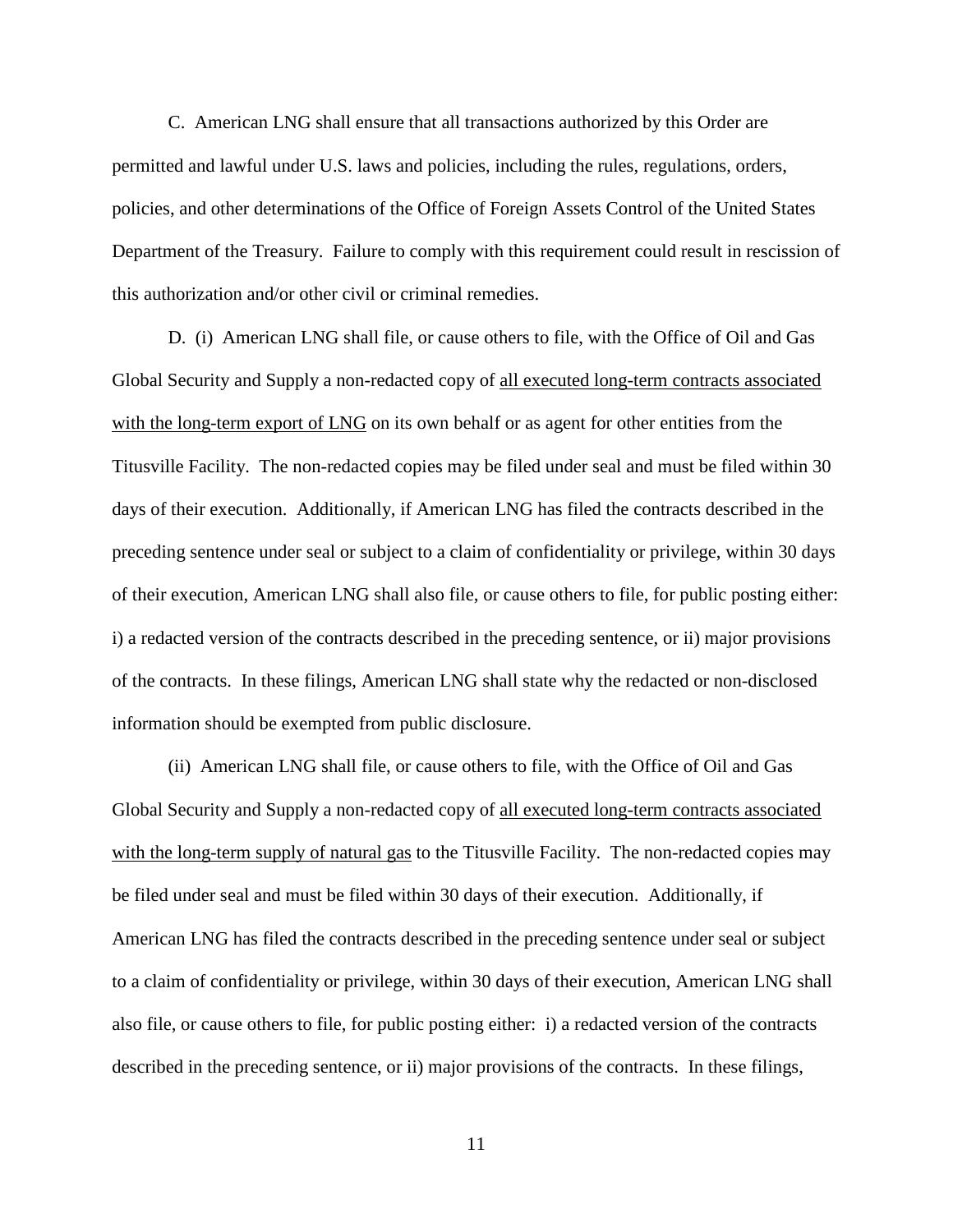C. American LNG shall ensure that all transactions authorized by this Order are permitted and lawful under U.S. laws and policies, including the rules, regulations, orders, policies, and other determinations of the Office of Foreign Assets Control of the United States Department of the Treasury. Failure to comply with this requirement could result in rescission of this authorization and/or other civil or criminal remedies.

D. (i) American LNG shall file, or cause others to file, with the Office of Oil and Gas Global Security and Supply a non-redacted copy of <u>all executed long-term contracts associated with the long-term export of LNG</u> on its own behalf or as agent for other entities from the Titusville Facility. The non-redacted copies may be filed under seal and must be filed within 30 days of their execution. Additionally, if American LNG has filed the contracts described in the preceding sentence under seal or subject to a claim of confidentiality or privilege, within 30 days of their execution, American LNG shall also file, or cause others to file, for public posting either: i) a redacted version of the contracts described in the preceding sentence, or ii) major provisions of the contracts. In these filings, American LNG shall state why the redacted or non-disclosed information should be exempted from public disclosure.

(ii) American LNG shall file, or cause others to file, with the Office of Oil and Gas Global Security and Supply a non-redacted copy of <u>all executed long-term contracts associated with the long-term supply of natural gas</u> to the Titusville Facility. The non-redacted copies may be filed under seal and must be filed within 30 days of their execution. Additionally, if American LNG has filed the contracts described in the preceding sentence under seal or subject to a claim of confidentiality or privilege, within 30 days of their execution, American LNG shall also file, or cause others to file, for public posting either: i) a redacted version of the contracts described in the preceding sentence, or ii) major provisions of the contracts. In these filings,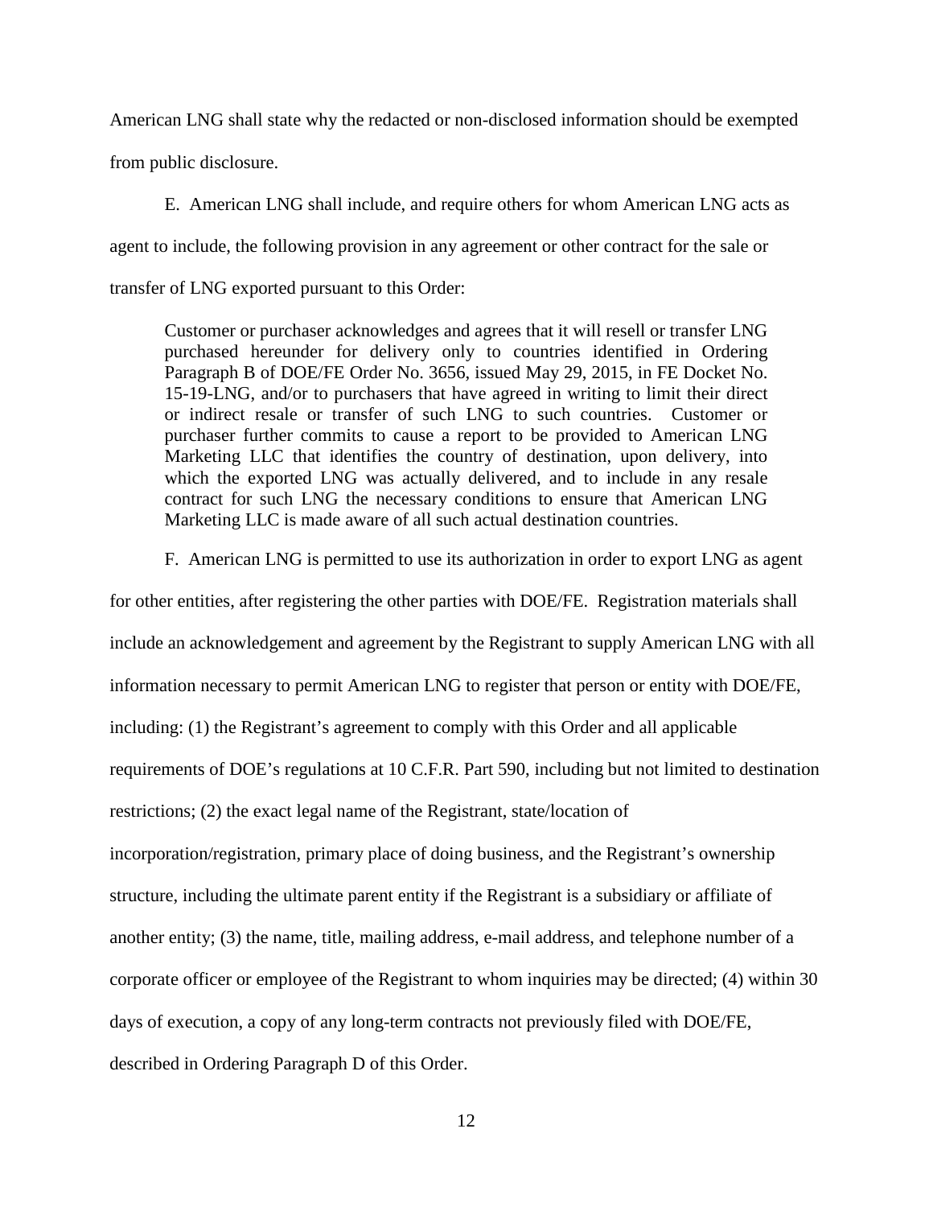American LNG shall state why the redacted or non-disclosed information should be exempted from public disclosure.

E. American LNG shall include, and require others for whom American LNG acts as agent to include, the following provision in any agreement or other contract for the sale or transfer of LNG exported pursuant to this Order:

> Customer or purchaser acknowledges and agrees that it will resell or transfer LNG purchased hereunder for delivery only to countries identified in Ordering Paragraph B of DOE/FE Order No. 3656, issued May 29, 2015, in FE Docket No. 15-19-LNG, and/or to purchasers that have agreed in writing to limit their direct or indirect resale or transfer of such LNG to such countries. Customer or purchaser further commits to cause a report to be provided to American LNG Marketing LLC that identifies the country of destination, upon delivery, into which the exported LNG was actually delivered, and to include in any resale contract for such LNG the necessary conditions to ensure that American LNG Marketing LLC is made aware of all such actual destination countries.

F. American LNG is permitted to use its authorization in order to export LNG as agent for other entities, after registering the other parties with DOE/FE. Registration materials shall include an acknowledgement and agreement by the Registrant to supply American LNG with all information necessary to permit American LNG to register that person or entity with DOE/FE, including: (1) the Registrant's agreement to comply with this Order and all applicable requirements of DOE's regulations at 10 C.F.R. Part 590, including but not limited to destination restrictions; (2) the exact legal name of the Registrant, state/location of incorporation/registration, primary place of doing business, and the Registrant's ownership structure, including the ultimate parent entity if the Registrant is a subsidiary or affiliate of another entity; (3) the name, title, mailing address, e-mail address, and telephone number of a corporate officer or employee of the Registrant to whom inquiries may be directed; (4) within 30 days of execution, a copy of any long-term contracts not previously filed with DOE/FE, described in Ordering Paragraph D of this Order.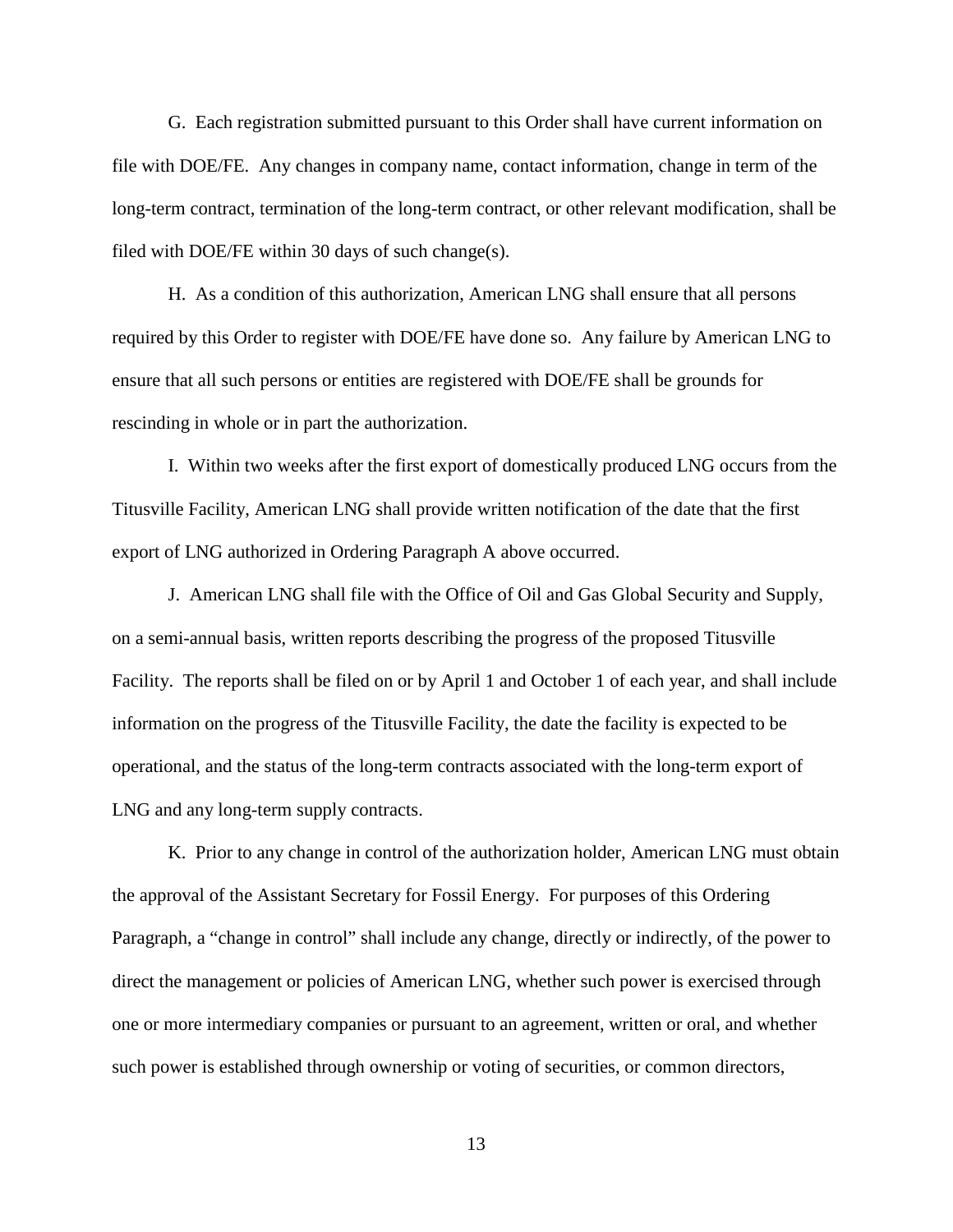G. Each registration submitted pursuant to this Order shall have current information on file with DOE/FE. Any changes in company name, contact information, change in term of the long-term contract, termination of the long-term contract, or other relevant modification, shall be filed with DOE/FE within 30 days of such change(s).

H. As a condition of this authorization, American LNG shall ensure that all persons required by this Order to register with DOE/FE have done so. Any failure by American LNG to ensure that all such persons or entities are registered with DOE/FE shall be grounds for rescinding in whole or in part the authorization.

I. Within two weeks after the first export of domestically produced LNG occurs from the Titusville Facility, American LNG shall provide written notification of the date that the first export of LNG authorized in Ordering Paragraph A above occurred.

J. American LNG shall file with the Office of Oil and Gas Global Security and Supply, on a semi-annual basis, written reports describing the progress of the proposed Titusville Facility. The reports shall be filed on or by April 1 and October 1 of each year, and shall include information on the progress of the Titusville Facility, the date the facility is expected to be operational, and the status of the long-term contracts associated with the long-term export of LNG and any long-term supply contracts.

K. Prior to any change in control of the authorization holder, American LNG must obtain the approval of the Assistant Secretary for Fossil Energy. For purposes of this Ordering Paragraph, a "change in control" shall include any change, directly or indirectly, of the power to direct the management or policies of American LNG, whether such power is exercised through one or more intermediary companies or pursuant to an agreement, written or oral, and whether such power is established through ownership or voting of securities, or common directors,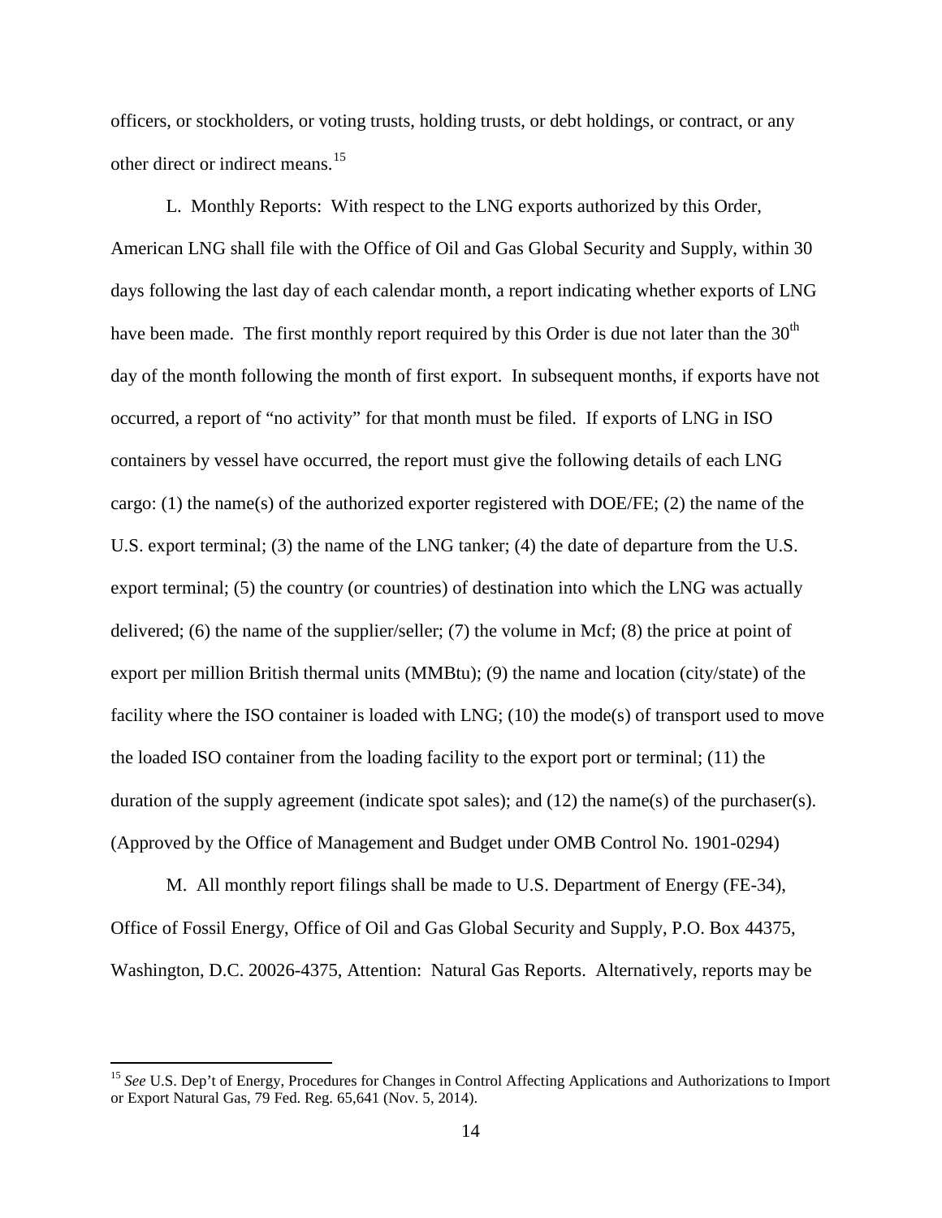officers, or stockholders, or voting trusts, holding trusts, or debt holdings, or contract, or any other direct or indirect means.[15]

L. Monthly Reports: With respect to the LNG exports authorized by this Order, American LNG shall file with the Office of Oil and Gas Global Security and Supply, within 30 days following the last day of each calendar month, a report indicating whether exports of LNG have been made. The first monthly report required by this Order is due not later than the 30th day of the month following the month of first export. In subsequent months, if exports have not occurred, a report of "no activity" for that month must be filed. If exports of LNG in ISO containers by vessel have occurred, the report must give the following details of each LNG cargo: (1) the name(s) of the authorized exporter registered with DOE/FE; (2) the name of the U.S. export terminal; (3) the name of the LNG tanker; (4) the date of departure from the U.S. export terminal; (5) the country (or countries) of destination into which the LNG was actually delivered; (6) the name of the supplier/seller; (7) the volume in Mcf; (8) the price at point of export per million British thermal units (MMBtu); (9) the name and location (city/state) of the facility where the ISO container is loaded with LNG; (10) the mode(s) of transport used to move the loaded ISO container from the loading facility to the export port or terminal; (11) the duration of the supply agreement (indicate spot sales); and (12) the name(s) of the purchaser(s). (Approved by the Office of Management and Budget under OMB Control No. 1901-0294)

M. All monthly report filings shall be made to U.S. Department of Energy (FE-34), Office of Fossil Energy, Office of Oil and Gas Global Security and Supply, P.O. Box 44375, Washington, D.C. 20026-4375, Attention: Natural Gas Reports. Alternatively, reports may be

---

[15] *See* U.S. Dep't of Energy, Procedures for Changes in Control Affecting Applications and Authorizations to Import or Export Natural Gas, 79 Fed. Reg. 65,641 (Nov. 5, 2014).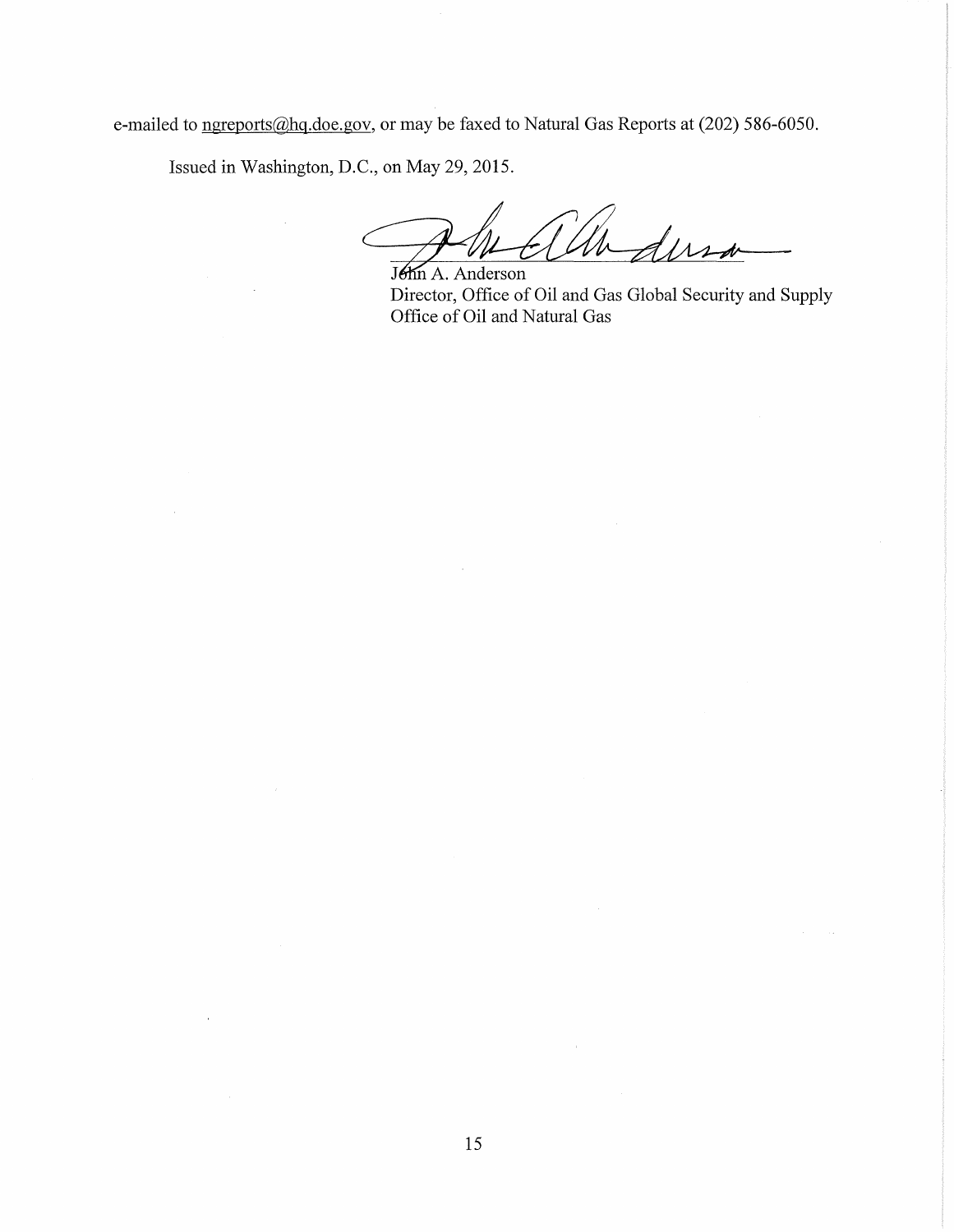e-mailed to ngreports@hq.doe.gov, or may be faxed to Natural Gas Reports at (202) 586-6050.

Issued in Washington, D.C., on May 29, 2015.

John A. Anderson  
Director, Office of Oil and Gas Global Security and Supply  
Office of Oil and Natural Gas